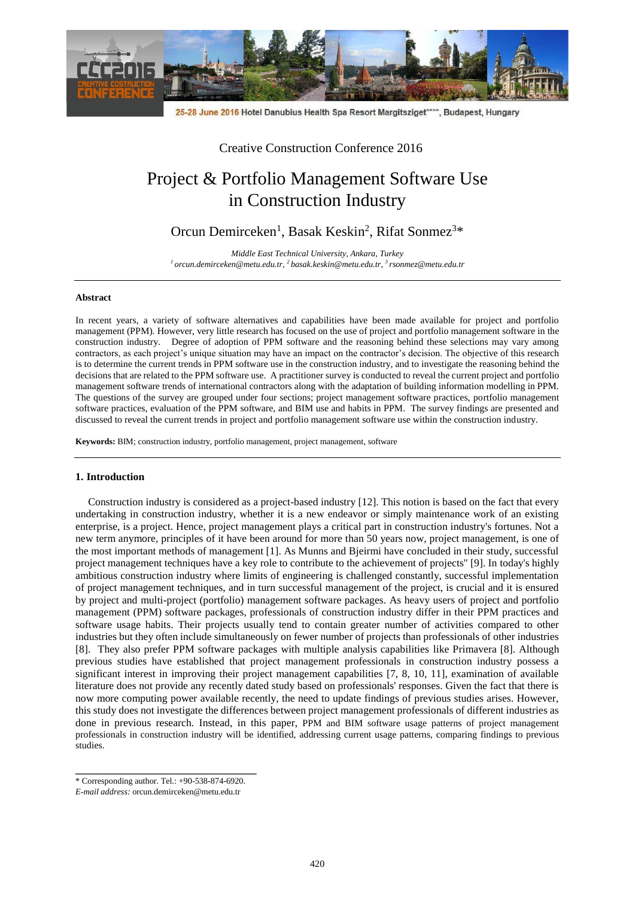Creative Construction Conference 2016

# Project & Portfolio Management Software Use in Construction Industry

Orcun Demirceken[1], Basak Keskin[2], Rifat Sonmez[3]*

*Middle East Technical University, Ankara, Turkey*
*[1] orcun.demirceken@metu.edu.tr, [2] basak.keskin@metu.edu.tr, [3] rsonmez@metu.edu.tr*

---

### Abstract

In recent years, a variety of software alternatives and capabilities have been made available for project and portfolio management (PPM). However, very little research has focused on the use of project and portfolio management software in the construction industry. Degree of adoption of PPM software and the reasoning behind these selections may vary among contractors, as each project's unique situation may have an impact on the contractor's decision. The objective of this research is to determine the current trends in PPM software use in the construction industry, and to investigate the reasoning behind the decisions that are related to the PPM software use. A practitioner survey is conducted to reveal the current project and portfolio management software trends of international contractors along with the adaptation of building information modelling in PPM. The questions of the survey are grouped under four sections; project management software practices, portfolio management software practices, evaluation of the PPM software, and BIM use and habits in PPM. The survey findings are presented and discussed to reveal the current trends in project and portfolio management software use within the construction industry.

**Keywords:** BIM; construction industry, portfolio management, project management, software

---

### 1. Introduction

Construction industry is considered as a project-based industry [12]. This notion is based on the fact that every undertaking in construction industry, whether it is a new endeavor or simply maintenance work of an existing enterprise, is a project. Hence, project management plays a critical part in construction industry's fortunes. Not a new term anymore, principles of it have been around for more than 50 years now, project management, is one of the most important methods of management [1]. As Munns and Bjeirmi have concluded in their study, successful project management techniques have a key role to contribute to the achievement of projects" [9]. In today's highly ambitious construction industry where limits of engineering is challenged constantly, successful implementation of project management techniques, and in turn successful management of the project, is crucial and it is ensured by project and multi-project (portfolio) management software packages. As heavy users of project and portfolio management (PPM) software packages, professionals of construction industry differ in their PPM practices and software usage habits. Their projects usually tend to contain greater number of activities compared to other industries but they often include simultaneously on fewer number of projects than professionals of other industries [8]. They also prefer PPM software packages with multiple analysis capabilities like Primavera [8]. Although previous studies have established that project management professionals in construction industry possess a significant interest in improving their project management capabilities [7, 8, 10, 11], examination of available literature does not provide any recently dated study based on professionals' responses. Given the fact that there is now more computing power available recently, the need to update findings of previous studies arises. However, this study does not investigate the differences between project management professionals of different industries as done in previous research. Instead, in this paper, PPM and BIM software usage patterns of project management professionals in construction industry will be identified, addressing current usage patterns, comparing findings to previous studies.

---

\* Corresponding author. Tel.: +90-538-874-6920.
*E-mail address:* orcun.demirceken@metu.edu.tr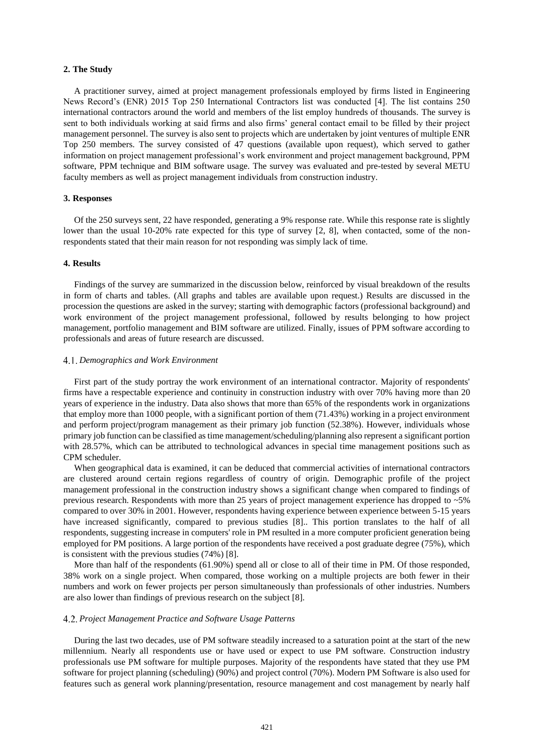## 2. The Study

A practitioner survey, aimed at project management professionals employed by firms listed in Engineering News Record's (ENR) 2015 Top 250 International Contractors list was conducted [4]. The list contains 250 international contractors around the world and members of the list employ hundreds of thousands. The survey is sent to both individuals working at said firms and also firms' general contact email to be filled by their project management personnel. The survey is also sent to projects which are undertaken by joint ventures of multiple ENR Top 250 members. The survey consisted of 47 questions (available upon request), which served to gather information on project management professional's work environment and project management background, PPM software, PPM technique and BIM software usage. The survey was evaluated and pre-tested by several METU faculty members as well as project management individuals from construction industry.

## 3. Responses

Of the 250 surveys sent, 22 have responded, generating a 9% response rate. While this response rate is slightly lower than the usual 10-20% rate expected for this type of survey [2, 8], when contacted, some of the non-respondents stated that their main reason for not responding was simply lack of time.

## 4. Results

Findings of the survey are summarized in the discussion below, reinforced by visual breakdown of the results in form of charts and tables. (All graphs and tables are available upon request.) Results are discussed in the procession the questions are asked in the survey; starting with demographic factors (professional background) and work environment of the project management professional, followed by results belonging to how project management, portfolio management and BIM software are utilized. Finally, issues of PPM software according to professionals and areas of future research are discussed.

### 4.1. *Demographics and Work Environment*

First part of the study portray the work environment of an international contractor. Majority of respondents' firms have a respectable experience and continuity in construction industry with over 70% having more than 20 years of experience in the industry. Data also shows that more than 65% of the respondents work in organizations that employ more than 1000 people, with a significant portion of them (71.43%) working in a project environment and perform project/program management as their primary job function (52.38%). However, individuals whose primary job function can be classified as time management/scheduling/planning also represent a significant portion with 28.57%, which can be attributed to technological advances in special time management positions such as CPM scheduler.

When geographical data is examined, it can be deduced that commercial activities of international contractors are clustered around certain regions regardless of country of origin. Demographic profile of the project management professional in the construction industry shows a significant change when compared to findings of previous research. Respondents with more than 25 years of project management experience has dropped to ~5% compared to over 30% in 2001. However, respondents having experience between experience between 5-15 years have increased significantly, compared to previous studies [8].. This portion translates to the half of all respondents, suggesting increase in computers' role in PM resulted in a more computer proficient generation being employed for PM positions. A large portion of the respondents have received a post graduate degree (75%), which is consistent with the previous studies (74%) [8].

More than half of the respondents (61.90%) spend all or close to all of their time in PM. Of those responded, 38% work on a single project. When compared, those working on a multiple projects are both fewer in their numbers and work on fewer projects per person simultaneously than professionals of other industries. Numbers are also lower than findings of previous research on the subject [8].

### 4.2. *Project Management Practice and Software Usage Patterns*

During the last two decades, use of PM software steadily increased to a saturation point at the start of the new millennium. Nearly all respondents use or have used or expect to use PM software. Construction industry professionals use PM software for multiple purposes. Majority of the respondents have stated that they use PM software for project planning (scheduling) (90%) and project control (70%). Modern PM Software is also used for features such as general work planning/presentation, resource management and cost management by nearly half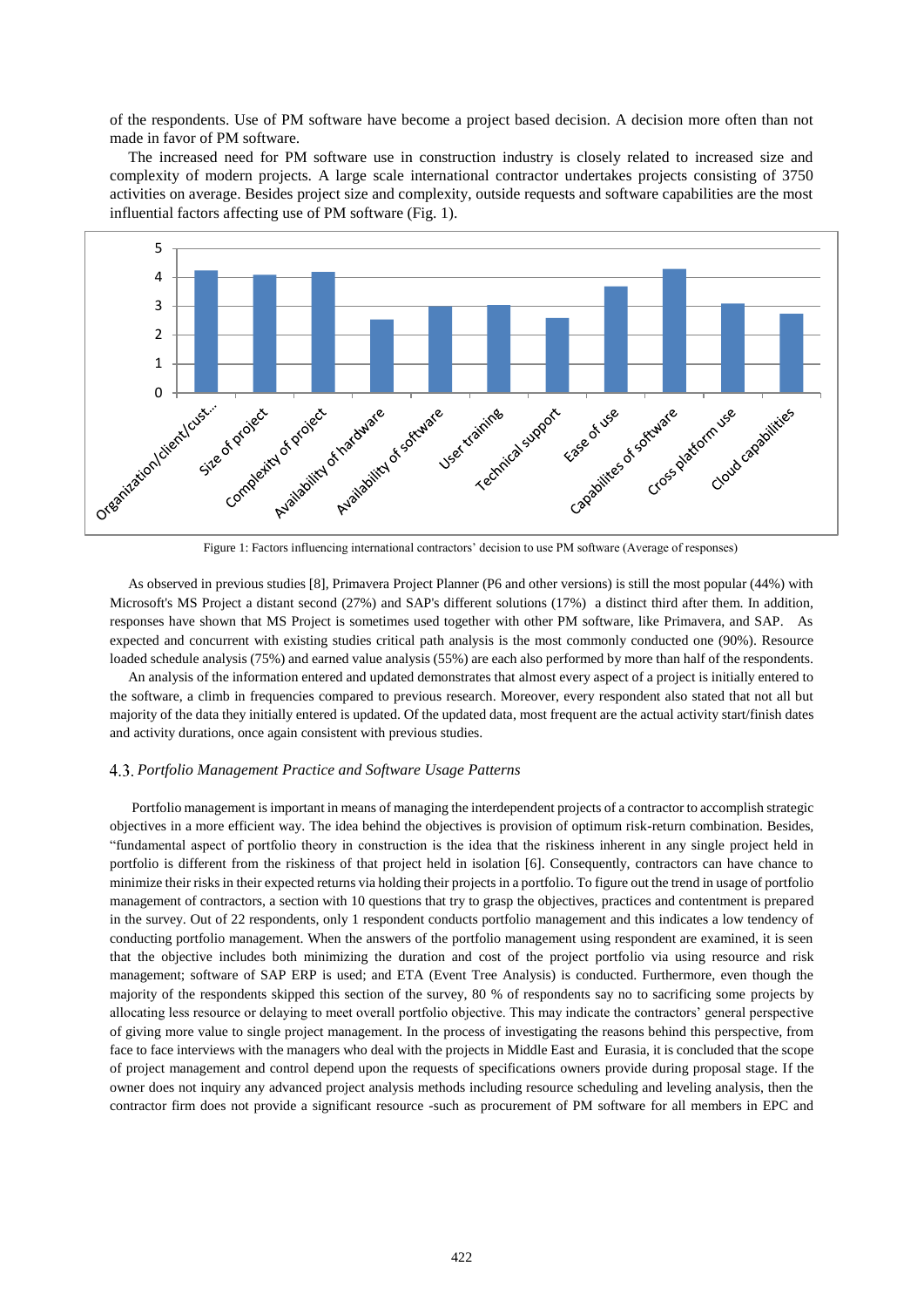of the respondents. Use of PM software have become a project based decision. A decision more often than not made in favor of PM software.

The increased need for PM software use in construction industry is closely related to increased size and complexity of modern projects. A large scale international contractor undertakes projects consisting of 3750 activities on average. Besides project size and complexity, outside requests and software capabilities are the most influential factors affecting use of PM software (Fig. 1).

Figure 1: Factors influencing international contractors' decision to use PM software (Average of responses)

As observed in previous studies [8], Primavera Project Planner (P6 and other versions) is still the most popular (44%) with Microsoft's MS Project a distant second (27%) and SAP's different solutions (17%) a distinct third after them. In addition, responses have shown that MS Project is sometimes used together with other PM software, like Primavera, and SAP. As expected and concurrent with existing studies critical path analysis is the most commonly conducted one (90%). Resource loaded schedule analysis (75%) and earned value analysis (55%) are each also performed by more than half of the respondents.

An analysis of the information entered and updated demonstrates that almost every aspect of a project is initially entered to the software, a climb in frequencies compared to previous research. Moreover, every respondent also stated that not all but majority of the data they initially entered is updated. Of the updated data, most frequent are the actual activity start/finish dates and activity durations, once again consistent with previous studies.

### 4.3. *Portfolio Management Practice and Software Usage Patterns*

Portfolio management is important in means of managing the interdependent projects of a contractor to accomplish strategic objectives in a more efficient way. The idea behind the objectives is provision of optimum risk-return combination. Besides, "fundamental aspect of portfolio theory in construction is the idea that the riskiness inherent in any single project held in portfolio is different from the riskiness of that project held in isolation [6]. Consequently, contractors can have chance to minimize their risks in their expected returns via holding their projects in a portfolio. To figure out the trend in usage of portfolio management of contractors, a section with 10 questions that try to grasp the objectives, practices and contentment is prepared in the survey. Out of 22 respondents, only 1 respondent conducts portfolio management and this indicates a low tendency of conducting portfolio management. When the answers of the portfolio management using respondent are examined, it is seen that the objective includes both minimizing the duration and cost of the project portfolio via using resource and risk management; software of SAP ERP is used; and ETA (Event Tree Analysis) is conducted. Furthermore, even though the majority of the respondents skipped this section of the survey, 80 % of respondents say no to sacrificing some projects by allocating less resource or delaying to meet overall portfolio objective. This may indicate the contractors' general perspective of giving more value to single project management. In the process of investigating the reasons behind this perspective, from face to face interviews with the managers who deal with the projects in Middle East and Eurasia, it is concluded that the scope of project management and control depend upon the requests of specifications owners provide during proposal stage. If the owner does not inquiry any advanced project analysis methods including resource scheduling and leveling analysis, then the contractor firm does not provide a significant resource -such as procurement of PM software for all members in EPC and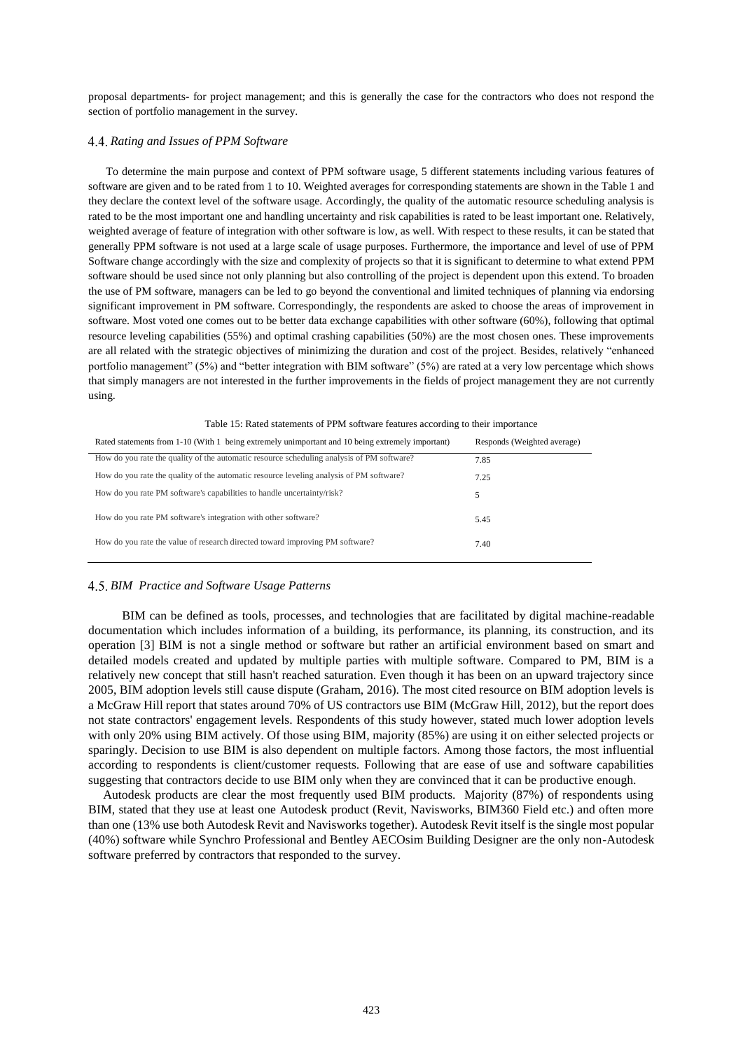proposal departments- for project management; and this is generally the case for the contractors who does not respond the section of portfolio management in the survey.

### 4.4. *Rating and Issues of PPM Software*

To determine the main purpose and context of PPM software usage, 5 different statements including various features of software are given and to be rated from 1 to 10. Weighted averages for corresponding statements are shown in the Table 1 and they declare the context level of the software usage. Accordingly, the quality of the automatic resource scheduling analysis is rated to be the most important one and handling uncertainty and risk capabilities is rated to be least important one. Relatively, weighted average of feature of integration with other software is low, as well. With respect to these results, it can be stated that generally PPM software is not used at a large scale of usage purposes. Furthermore, the importance and level of use of PPM Software change accordingly with the size and complexity of projects so that it is significant to determine to what extend PPM software should be used since not only planning but also controlling of the project is dependent upon this extend. To broaden the use of PM software, managers can be led to go beyond the conventional and limited techniques of planning via endorsing significant improvement in PM software. Correspondingly, the respondents are asked to choose the areas of improvement in software. Most voted one comes out to be better data exchange capabilities with other software (60%), following that optimal resource leveling capabilities (55%) and optimal crashing capabilities (50%) are the most chosen ones. These improvements are all related with the strategic objectives of minimizing the duration and cost of the project. Besides, relatively "enhanced portfolio management" (5%) and "better integration with BIM software" (5%) are rated at a very low percentage which shows that simply managers are not interested in the further improvements in the fields of project management they are not currently using.

Table 15: Rated statements of PPM software features according to their importance

| Rated statements from 1-10 (With 1 being extremely unimportant and 10 being extremely important) | Responds (Weighted average) |
|---|---|
| How do you rate the quality of the automatic resource scheduling analysis of PM software? | 7.85 |
| How do you rate the quality of the automatic resource leveling analysis of PM software? | 7.25 |
| How do you rate PM software's capabilities to handle uncertainty/risk? | 5 |
| How do you rate PM software's integration with other software? | 5.45 |
| How do you rate the value of research directed toward improving PM software? | 7.40 |

### 4.5. *BIM Practice and Software Usage Patterns*

BIM can be defined as tools, processes, and technologies that are facilitated by digital machine-readable documentation which includes information of a building, its performance, its planning, its construction, and its operation [3] BIM is not a single method or software but rather an artificial environment based on smart and detailed models created and updated by multiple parties with multiple software. Compared to PM, BIM is a relatively new concept that still hasn't reached saturation. Even though it has been on an upward trajectory since 2005, BIM adoption levels still cause dispute (Graham, 2016). The most cited resource on BIM adoption levels is a McGraw Hill report that states around 70% of US contractors use BIM (McGraw Hill, 2012), but the report does not state contractors' engagement levels. Respondents of this study however, stated much lower adoption levels with only 20% using BIM actively. Of those using BIM, majority (85%) are using it on either selected projects or sparingly. Decision to use BIM is also dependent on multiple factors. Among those factors, the most influential according to respondents is client/customer requests. Following that are ease of use and software capabilities suggesting that contractors decide to use BIM only when they are convinced that it can be productive enough.

Autodesk products are clear the most frequently used BIM products. Majority (87%) of respondents using BIM, stated that they use at least one Autodesk product (Revit, Navisworks, BIM360 Field etc.) and often more than one (13% use both Autodesk Revit and Navisworks together). Autodesk Revit itself is the single most popular (40%) software while Synchro Professional and Bentley AECOsim Building Designer are the only non-Autodesk software preferred by contractors that responded to the survey.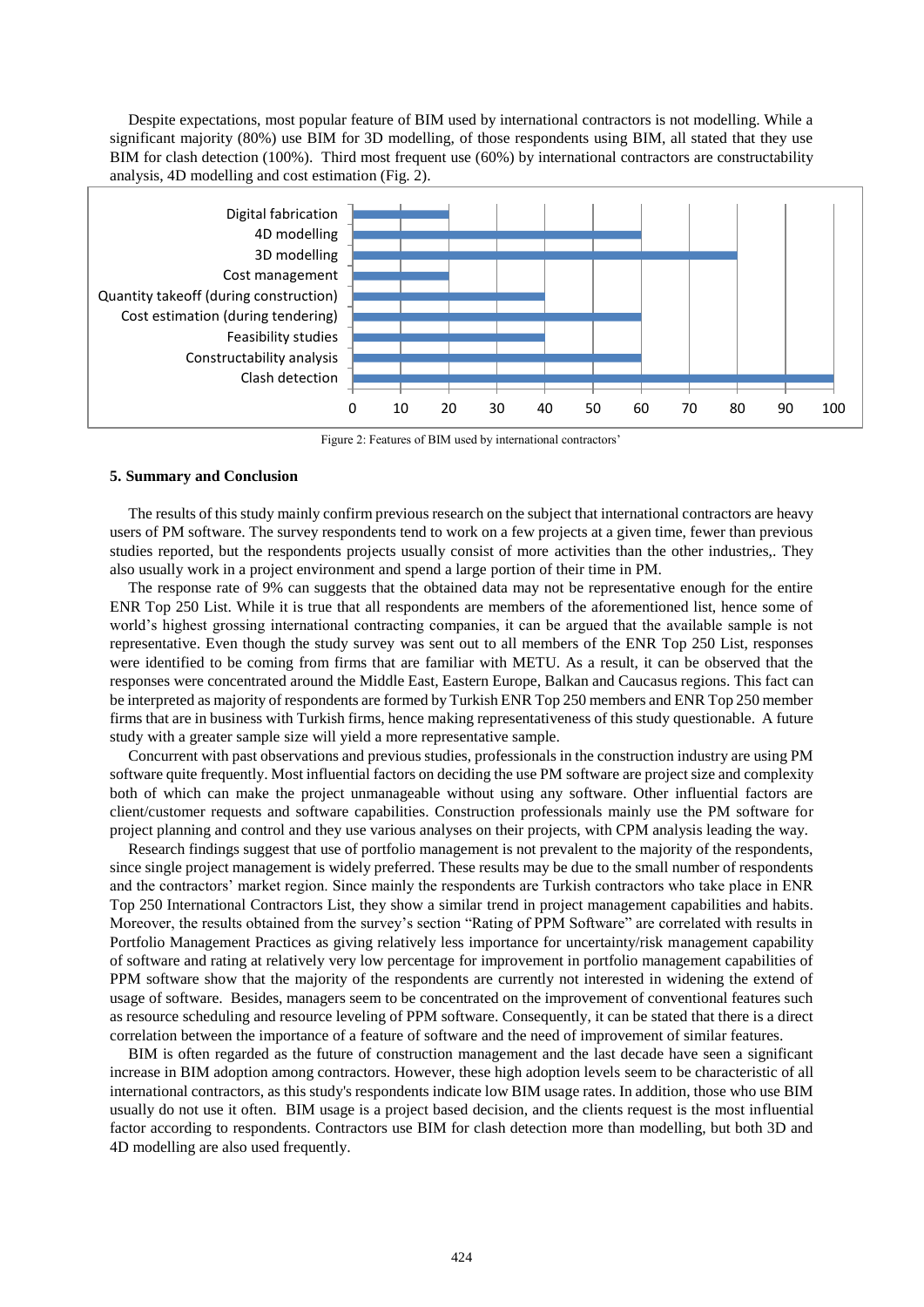Despite expectations, most popular feature of BIM used by international contractors is not modelling. While a significant majority (80%) use BIM for 3D modelling, of those respondents using BIM, all stated that they use BIM for clash detection (100%). Third most frequent use (60%) by international contractors are constructability analysis, 4D modelling and cost estimation (Fig. 2).

| Feature | Value |
|---|---|
| Digital fabrication | 20 |
| 4D modelling | 60 |
| 3D modelling | 80 |
| Cost management | 20 |
| Quantity takeoff (during construction) | 40 |
| Cost estimation (during tendering) | 60 |
| Feasibility studies | 40 |
| Constructability analysis | 60 |
| Clash detection | 100 |

Figure 2: Features of BIM used by international contractors'

### 5. Summary and Conclusion

The results of this study mainly confirm previous research on the subject that international contractors are heavy users of PM software. The survey respondents tend to work on a few projects at a given time, fewer than previous studies reported, but the respondents projects usually consist of more activities than the other industries,. They also usually work in a project environment and spend a large portion of their time in PM.

The response rate of 9% can suggests that the obtained data may not be representative enough for the entire ENR Top 250 List. While it is true that all respondents are members of the aforementioned list, hence some of world's highest grossing international contracting companies, it can be argued that the available sample is not representative. Even though the study survey was sent out to all members of the ENR Top 250 List, responses were identified to be coming from firms that are familiar with METU. As a result, it can be observed that the responses were concentrated around the Middle East, Eastern Europe, Balkan and Caucasus regions. This fact can be interpreted as majority of respondents are formed by Turkish ENR Top 250 members and ENR Top 250 member firms that are in business with Turkish firms, hence making representativeness of this study questionable. A future study with a greater sample size will yield a more representative sample.

Concurrent with past observations and previous studies, professionals in the construction industry are using PM software quite frequently. Most influential factors on deciding the use PM software are project size and complexity both of which can make the project unmanageable without using any software. Other influential factors are client/customer requests and software capabilities. Construction professionals mainly use the PM software for project planning and control and they use various analyses on their projects, with CPM analysis leading the way.

Research findings suggest that use of portfolio management is not prevalent to the majority of the respondents, since single project management is widely preferred. These results may be due to the small number of respondents and the contractors' market region. Since mainly the respondents are Turkish contractors who take place in ENR Top 250 International Contractors List, they show a similar trend in project management capabilities and habits. Moreover, the results obtained from the survey's section "Rating of PPM Software" are correlated with results in Portfolio Management Practices as giving relatively less importance for uncertainty/risk management capability of software and rating at relatively very low percentage for improvement in portfolio management capabilities of PPM software show that the majority of the respondents are currently not interested in widening the extend of usage of software. Besides, managers seem to be concentrated on the improvement of conventional features such as resource scheduling and resource leveling of PPM software. Consequently, it can be stated that there is a direct correlation between the importance of a feature of software and the need of improvement of similar features.

BIM is often regarded as the future of construction management and the last decade have seen a significant increase in BIM adoption among contractors. However, these high adoption levels seem to be characteristic of all international contractors, as this study's respondents indicate low BIM usage rates. In addition, those who use BIM usually do not use it often. BIM usage is a project based decision, and the clients request is the most influential factor according to respondents. Contractors use BIM for clash detection more than modelling, but both 3D and 4D modelling are also used frequently.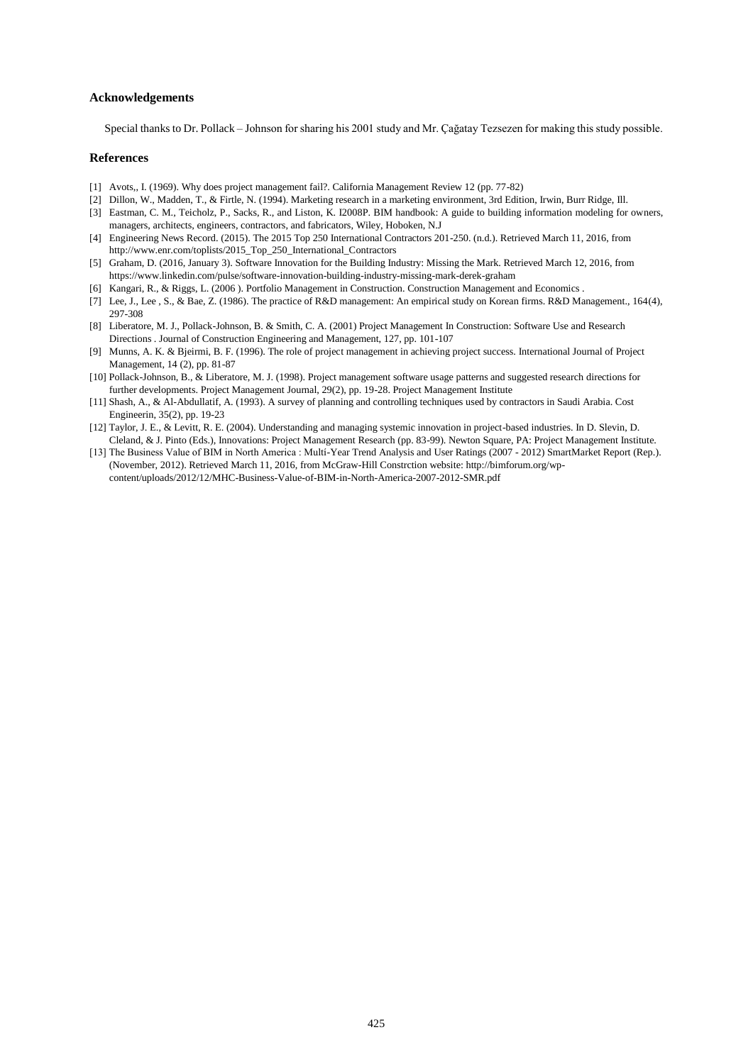## Acknowledgements

Special thanks to Dr. Pollack – Johnson for sharing his 2001 study and Mr. Çağatay Tezsezen for making this study possible.

## References

[1] Avots,, I. (1969). Why does project management fail?. California Management Review 12 (pp. 77-82)

[2] Dillon, W., Madden, T., & Firtle, N. (1994). Marketing research in a marketing environment, 3rd Edition, Irwin, Burr Ridge, Ill.

[3] Eastman, C. M., Teicholz, P., Sacks, R., and Liston, K. I2008P. BIM handbook: A guide to building information modeling for owners, managers, architects, engineers, contractors, and fabricators, Wiley, Hoboken, N.J

[4] Engineering News Record. (2015). The 2015 Top 250 International Contractors 201-250. (n.d.). Retrieved March 11, 2016, from http://www.enr.com/toplists/2015_Top_250_International_Contractors

[5] Graham, D. (2016, January 3). Software Innovation for the Building Industry: Missing the Mark. Retrieved March 12, 2016, from https://www.linkedin.com/pulse/software-innovation-building-industry-missing-mark-derek-graham

[6] Kangari, R., & Riggs, L. (2006 ). Portfolio Management in Construction. Construction Management and Economics .

[7] Lee, J., Lee , S., & Bae, Z. (1986). The practice of R&D management: An empirical study on Korean firms. R&D Management., 164(4), 297-308

[8] Liberatore, M. J., Pollack-Johnson, B. & Smith, C. A. (2001) Project Management In Construction: Software Use and Research Directions . Journal of Construction Engineering and Management, 127, pp. 101-107

[9] Munns, A. K. & Bjeirmi, B. F. (1996). The role of project management in achieving project success. International Journal of Project Management, 14 (2), pp. 81-87

[10] Pollack-Johnson, B., & Liberatore, M. J. (1998). Project management software usage patterns and suggested research directions for further developments. Project Management Journal, 29(2), pp. 19-28. Project Management Institute

[11] Shash, A., & Al-Abdullatif, A. (1993). A survey of planning and controlling techniques used by contractors in Saudi Arabia. Cost Engineerin, 35(2), pp. 19-23

[12] Taylor, J. E., & Levitt, R. E. (2004). Understanding and managing systemic innovation in project-based industries. In D. Slevin, D. Cleland, & J. Pinto (Eds.), Innovations: Project Management Research (pp. 83-99). Newton Square, PA: Project Management Institute.

[13] The Business Value of BIM in North America : Multi-Year Trend Analysis and User Ratings (2007 - 2012) SmartMarket Report (Rep.). (November, 2012). Retrieved March 11, 2016, from McGraw-Hill Constrction website: http://bimforum.org/wp-content/uploads/2012/12/MHC-Business-Value-of-BIM-in-North-America-2007-2012-SMR.pdf